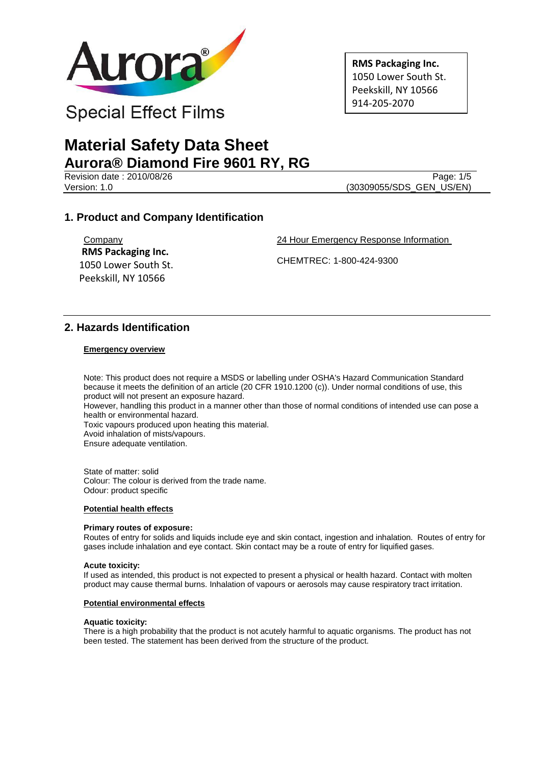Aurora®

Special Effect Films

**RMS Packaging Inc.**
1050 Lower South St.
Peekskill, NY 10566
914-205-2070

# Material Safety Data Sheet
# Aurora® Diamond Fire 9601 RY, RG

Revision date : 2010/08/26
Version: 1.0

(30309055/SDS_GEN_US/EN)

## 1. Product and Company Identification

Company
**RMS Packaging Inc.**
1050 Lower South St.
Peekskill, NY 10566

24 Hour Emergency Response Information

CHEMTREC: 1-800-424-9300

## 2. Hazards Identification

**Emergency overview**

Note: This product does not require a MSDS or labelling under OSHA's Hazard Communication Standard because it meets the definition of an article (20 CFR 1910.1200 (c)). Under normal conditions of use, this product will not present an exposure hazard.
However, handling this product in a manner other than those of normal conditions of intended use can pose a health or environmental hazard.
Toxic vapours produced upon heating this material.
Avoid inhalation of mists/vapours.
Ensure adequate ventilation.

State of matter: solid
Colour: The colour is derived from the trade name.
Odour: product specific

**Potential health effects**

**Primary routes of exposure:**
Routes of entry for solids and liquids include eye and skin contact, ingestion and inhalation. Routes of entry for gases include inhalation and eye contact. Skin contact may be a route of entry for liquified gases.

**Acute toxicity:**
If used as intended, this product is not expected to present a physical or health hazard. Contact with molten product may cause thermal burns. Inhalation of vapours or aerosols may cause respiratory tract irritation.

**Potential environmental effects**

**Aquatic toxicity:**
There is a high probability that the product is not acutely harmful to aquatic organisms. The product has not been tested. The statement has been derived from the structure of the product.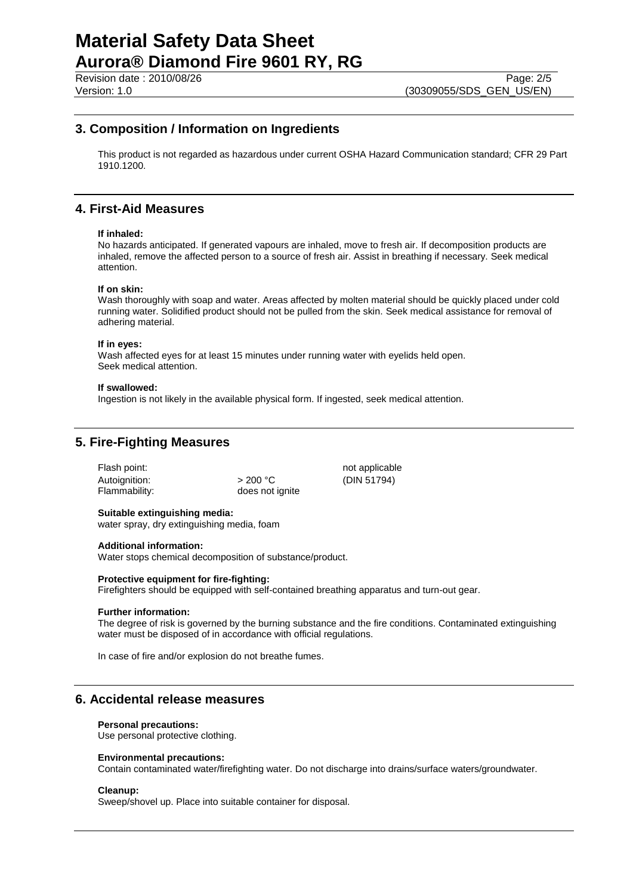## 3. Composition / Information on Ingredients

This product is not regarded as hazardous under current OSHA Hazard Communication standard; CFR 29 Part 1910.1200.

## 4. First-Aid Measures

**If inhaled:**
No hazards anticipated. If generated vapours are inhaled, move to fresh air. If decomposition products are inhaled, remove the affected person to a source of fresh air. Assist in breathing if necessary. Seek medical attention.

**If on skin:**
Wash thoroughly with soap and water. Areas affected by molten material should be quickly placed under cold running water. Solidified product should not be pulled from the skin. Seek medical assistance for removal of adhering material.

**If in eyes:**
Wash affected eyes for at least 15 minutes under running water with eyelids held open.
Seek medical attention.

**If swallowed:**
Ingestion is not likely in the available physical form. If ingested, seek medical attention.

## 5. Fire-Fighting Measures

| | | |
|---|---|---|
| Flash point: | | not applicable |
| Autoignition: | > 200 °C | (DIN 51794) |
| Flammability: | does not ignite | |

**Suitable extinguishing media:**
water spray, dry extinguishing media, foam

**Additional information:**
Water stops chemical decomposition of substance/product.

**Protective equipment for fire-fighting:**
Firefighters should be equipped with self-contained breathing apparatus and turn-out gear.

**Further information:**
The degree of risk is governed by the burning substance and the fire conditions. Contaminated extinguishing water must be disposed of in accordance with official regulations.

In case of fire and/or explosion do not breathe fumes.

## 6. Accidental release measures

**Personal precautions:**
Use personal protective clothing.

**Environmental precautions:**
Contain contaminated water/firefighting water. Do not discharge into drains/surface waters/groundwater.

**Cleanup:**
Sweep/shovel up. Place into suitable container for disposal.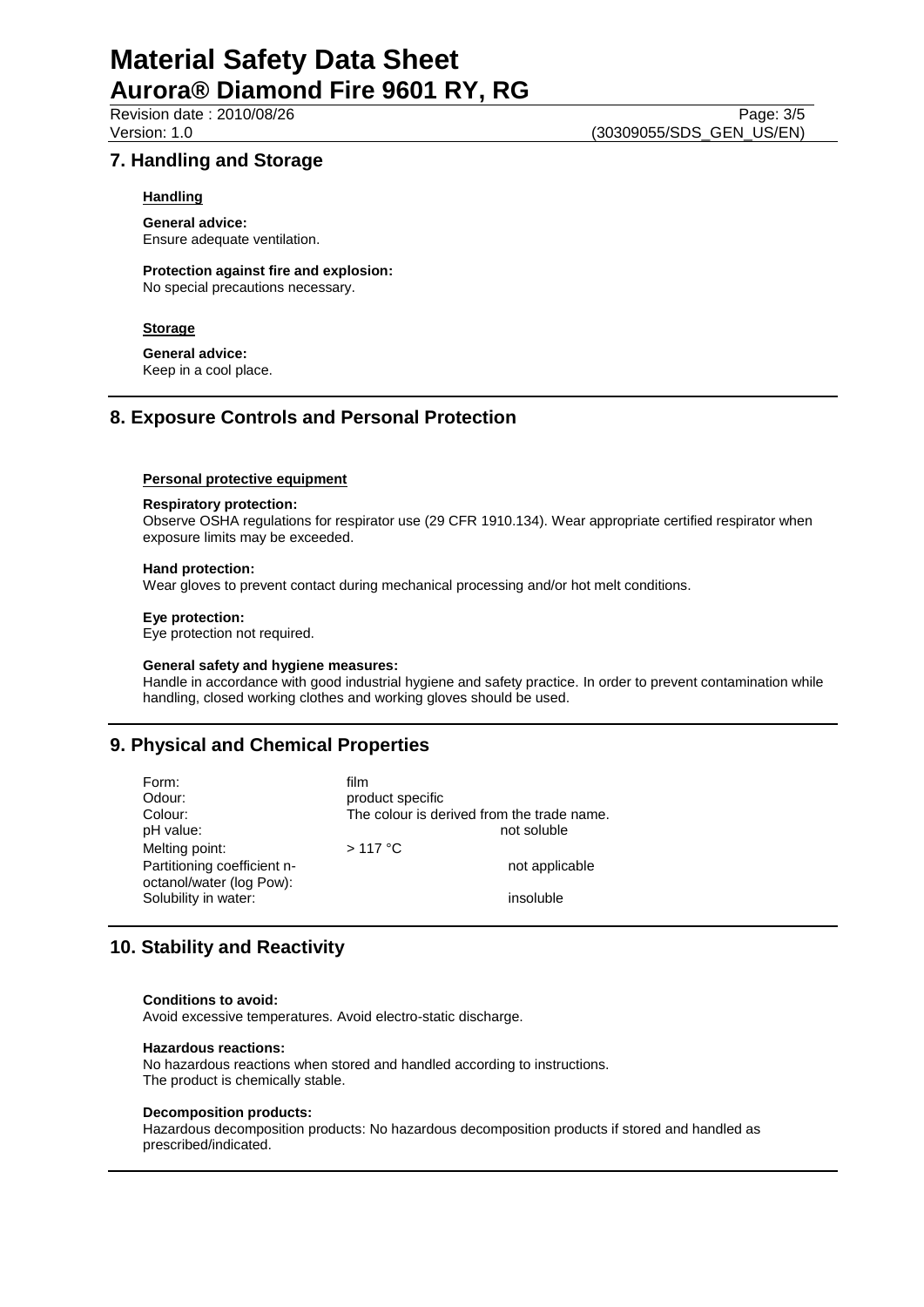## 7. Handling and Storage

**Handling**

**General advice:**
Ensure adequate ventilation.

**Protection against fire and explosion:**
No special precautions necessary.

**Storage**

**General advice:**
Keep in a cool place.

## 8. Exposure Controls and Personal Protection

**Personal protective equipment**

**Respiratory protection:**
Observe OSHA regulations for respirator use (29 CFR 1910.134). Wear appropriate certified respirator when exposure limits may be exceeded.

**Hand protection:**
Wear gloves to prevent contact during mechanical processing and/or hot melt conditions.

**Eye protection:**
Eye protection not required.

**General safety and hygiene measures:**
Handle in accordance with good industrial hygiene and safety practice. In order to prevent contamination while handling, closed working clothes and working gloves should be used.

## 9. Physical and Chemical Properties

| | |
|---|---|
| Form: | film |
| Odour: | product specific |
| Colour: | The colour is derived from the trade name. |
| pH value: | not soluble |
| Melting point: | > 117 °C |
| Partitioning coefficient n-octanol/water (log Pow): | not applicable |
| Solubility in water: | insoluble |

## 10. Stability and Reactivity

**Conditions to avoid:**
Avoid excessive temperatures. Avoid electro-static discharge.

**Hazardous reactions:**
No hazardous reactions when stored and handled according to instructions.
The product is chemically stable.

**Decomposition products:**
Hazardous decomposition products: No hazardous decomposition products if stored and handled as prescribed/indicated.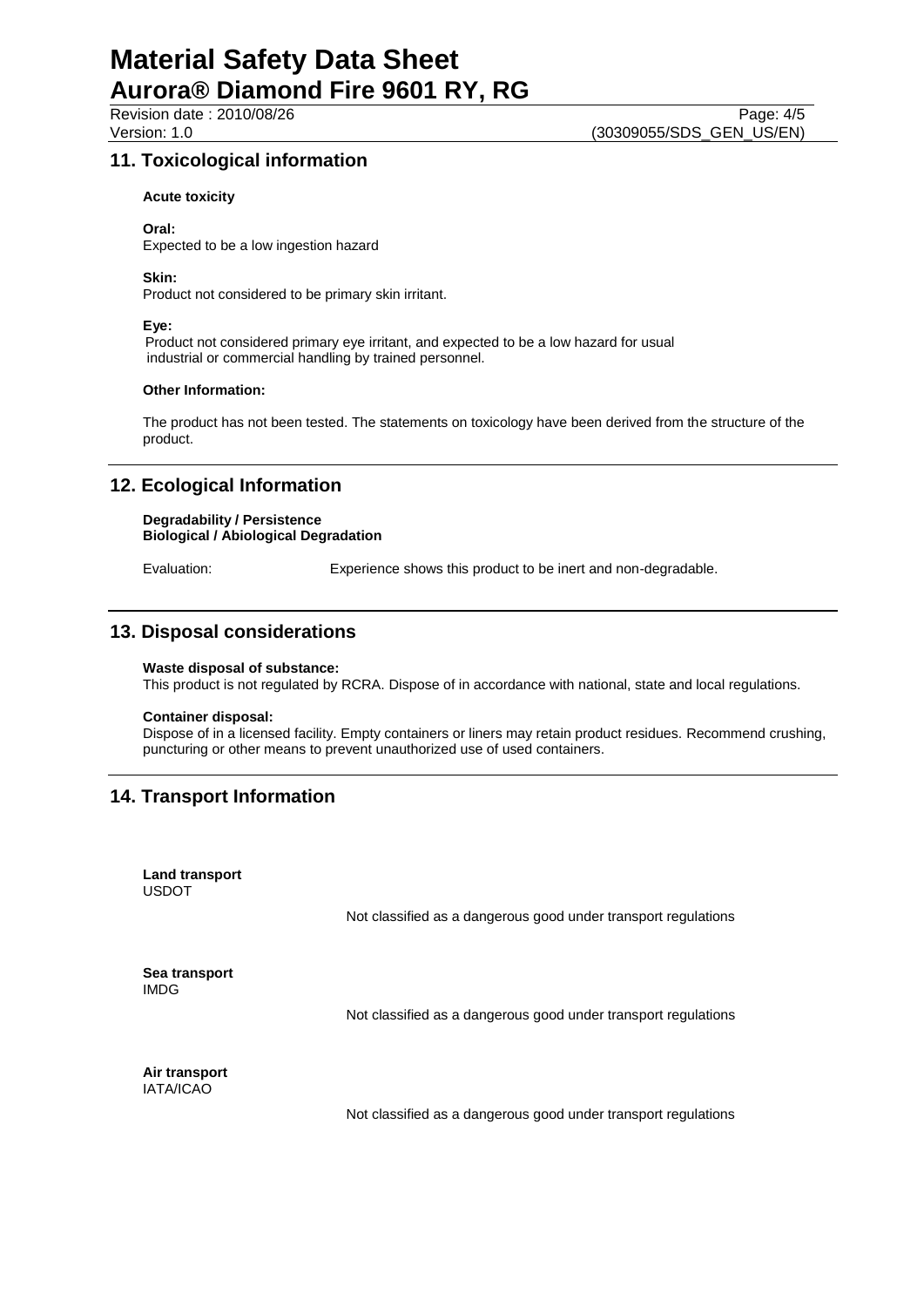## 11. Toxicological information

**Acute toxicity**

**Oral:**
Expected to be a low ingestion hazard

**Skin:**
Product not considered to be primary skin irritant.

**Eye:**
Product not considered primary eye irritant, and expected to be a low hazard for usual industrial or commercial handling by trained personnel.

**Other Information:**

The product has not been tested. The statements on toxicology have been derived from the structure of the product.

## 12. Ecological Information

**Degradability / Persistence**
**Biological / Abiological Degradation**

Evaluation: Experience shows this product to be inert and non-degradable.

## 13. Disposal considerations

**Waste disposal of substance:**
This product is not regulated by RCRA. Dispose of in accordance with national, state and local regulations.

**Container disposal:**
Dispose of in a licensed facility. Empty containers or liners may retain product residues. Recommend crushing, puncturing or other means to prevent unauthorized use of used containers.

## 14. Transport Information

**Land transport**
USDOT

Not classified as a dangerous good under transport regulations

**Sea transport**
IMDG

Not classified as a dangerous good under transport regulations

**Air transport**
IATA/ICAO

Not classified as a dangerous good under transport regulations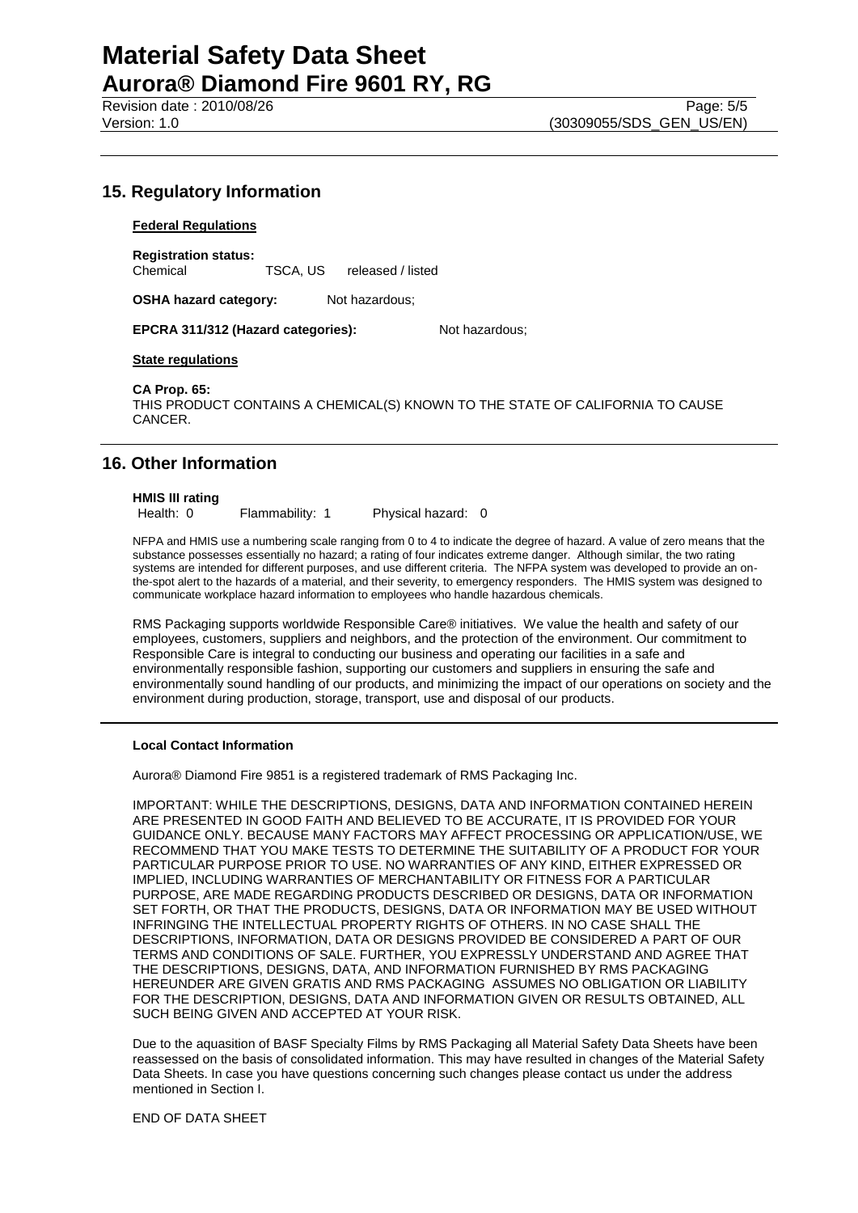## 15. Regulatory Information

**Federal Regulations**

**Registration status:**
Chemical TSCA, US released / listed

**OSHA hazard category:** Not hazardous;

**EPCRA 311/312 (Hazard categories):** Not hazardous;

**State regulations**

**CA Prop. 65:**
THIS PRODUCT CONTAINS A CHEMICAL(S) KNOWN TO THE STATE OF CALIFORNIA TO CAUSE CANCER.

## 16. Other Information

**HMIS III rating**
Health: 0 Flammability: 1 Physical hazard: 0

NFPA and HMIS use a numbering scale ranging from 0 to 4 to indicate the degree of hazard. A value of zero means that the substance possesses essentially no hazard; a rating of four indicates extreme danger. Although similar, the two rating systems are intended for different purposes, and use different criteria. The NFPA system was developed to provide an on-the-spot alert to the hazards of a material, and their severity, to emergency responders. The HMIS system was designed to communicate workplace hazard information to employees who handle hazardous chemicals.

RMS Packaging supports worldwide Responsible Care® initiatives. We value the health and safety of our employees, customers, suppliers and neighbors, and the protection of the environment. Our commitment to Responsible Care is integral to conducting our business and operating our facilities in a safe and environmentally responsible fashion, supporting our customers and suppliers in ensuring the safe and environmentally sound handling of our products, and minimizing the impact of our operations on society and the environment during production, storage, transport, use and disposal of our products.

**Local Contact Information**

Aurora® Diamond Fire 9851 is a registered trademark of RMS Packaging Inc.

IMPORTANT: WHILE THE DESCRIPTIONS, DESIGNS, DATA AND INFORMATION CONTAINED HEREIN ARE PRESENTED IN GOOD FAITH AND BELIEVED TO BE ACCURATE, IT IS PROVIDED FOR YOUR GUIDANCE ONLY. BECAUSE MANY FACTORS MAY AFFECT PROCESSING OR APPLICATION/USE, WE RECOMMEND THAT YOU MAKE TESTS TO DETERMINE THE SUITABILITY OF A PRODUCT FOR YOUR PARTICULAR PURPOSE PRIOR TO USE. NO WARRANTIES OF ANY KIND, EITHER EXPRESSED OR IMPLIED, INCLUDING WARRANTIES OF MERCHANTABILITY OR FITNESS FOR A PARTICULAR PURPOSE, ARE MADE REGARDING PRODUCTS DESCRIBED OR DESIGNS, DATA OR INFORMATION SET FORTH, OR THAT THE PRODUCTS, DESIGNS, DATA OR INFORMATION MAY BE USED WITHOUT INFRINGING THE INTELLECTUAL PROPERTY RIGHTS OF OTHERS. IN NO CASE SHALL THE DESCRIPTIONS, INFORMATION, DATA OR DESIGNS PROVIDED BE CONSIDERED A PART OF OUR TERMS AND CONDITIONS OF SALE. FURTHER, YOU EXPRESSLY UNDERSTAND AND AGREE THAT THE DESCRIPTIONS, DESIGNS, DATA, AND INFORMATION FURNISHED BY RMS PACKAGING HEREUNDER ARE GIVEN GRATIS AND RMS PACKAGING ASSUMES NO OBLIGATION OR LIABILITY FOR THE DESCRIPTION, DESIGNS, DATA AND INFORMATION GIVEN OR RESULTS OBTAINED, ALL SUCH BEING GIVEN AND ACCEPTED AT YOUR RISK.

Due to the aquasition of BASF Specialty Films by RMS Packaging all Material Safety Data Sheets have been reassessed on the basis of consolidated information. This may have resulted in changes of the Material Safety Data Sheets. In case you have questions concerning such changes please contact us under the address mentioned in Section I.

END OF DATA SHEET